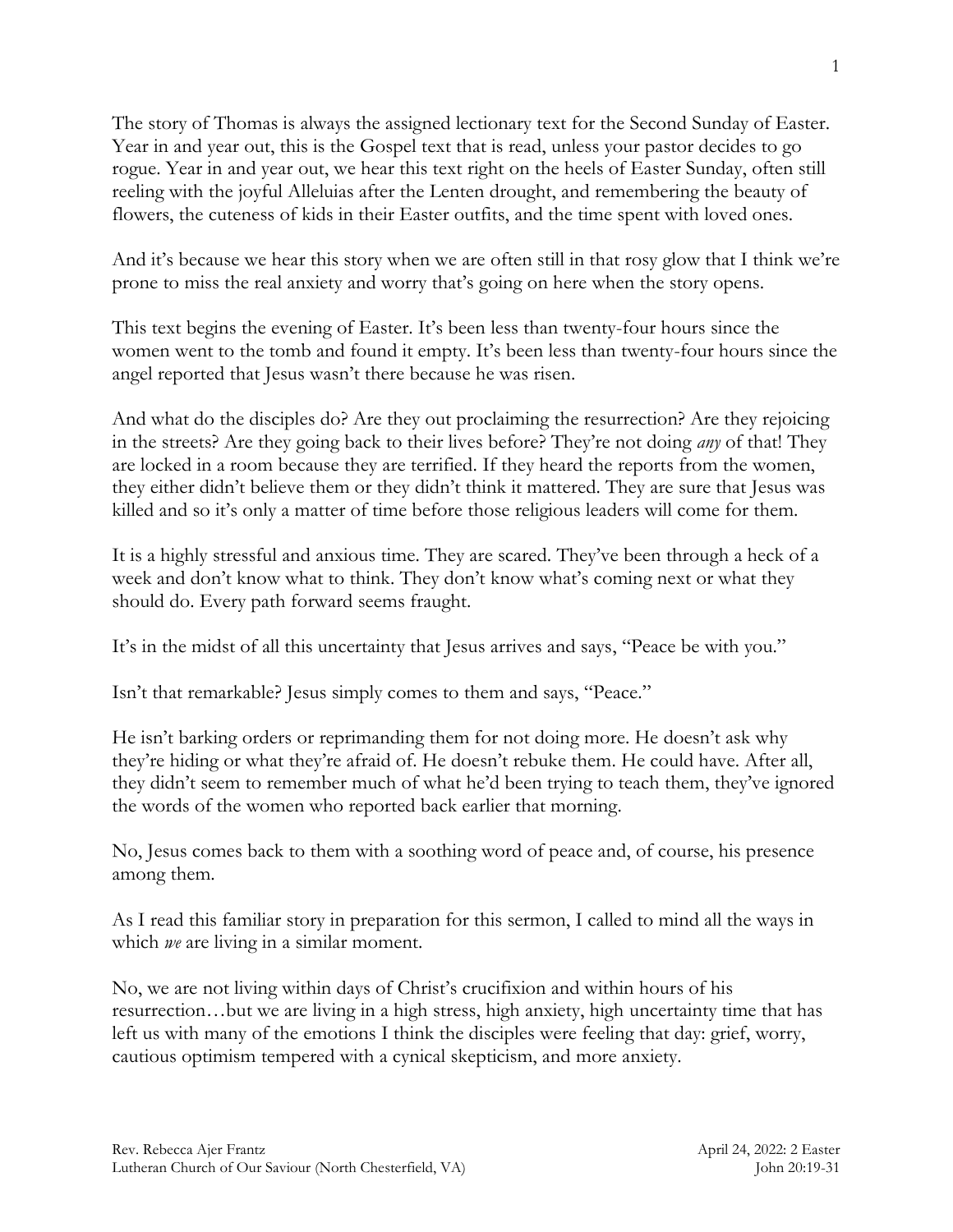The story of Thomas is always the assigned lectionary text for the Second Sunday of Easter. Year in and year out, this is the Gospel text that is read, unless your pastor decides to go rogue. Year in and year out, we hear this text right on the heels of Easter Sunday, often still reeling with the joyful Alleluias after the Lenten drought, and remembering the beauty of flowers, the cuteness of kids in their Easter outfits, and the time spent with loved ones.

And it's because we hear this story when we are often still in that rosy glow that I think we're prone to miss the real anxiety and worry that's going on here when the story opens.

This text begins the evening of Easter. It's been less than twenty-four hours since the women went to the tomb and found it empty. It's been less than twenty-four hours since the angel reported that Jesus wasn't there because he was risen.

And what do the disciples do? Are they out proclaiming the resurrection? Are they rejoicing in the streets? Are they going back to their lives before? They're not doing *any* of that! They are locked in a room because they are terrified. If they heard the reports from the women, they either didn't believe them or they didn't think it mattered. They are sure that Jesus was killed and so it's only a matter of time before those religious leaders will come for them.

It is a highly stressful and anxious time. They are scared. They've been through a heck of a week and don't know what to think. They don't know what's coming next or what they should do. Every path forward seems fraught.

It's in the midst of all this uncertainty that Jesus arrives and says, "Peace be with you."

Isn't that remarkable? Jesus simply comes to them and says, "Peace."

He isn't barking orders or reprimanding them for not doing more. He doesn't ask why they're hiding or what they're afraid of. He doesn't rebuke them. He could have. After all, they didn't seem to remember much of what he'd been trying to teach them, they've ignored the words of the women who reported back earlier that morning.

No, Jesus comes back to them with a soothing word of peace and, of course, his presence among them.

As I read this familiar story in preparation for this sermon, I called to mind all the ways in which *we* are living in a similar moment.

No, we are not living within days of Christ's crucifixion and within hours of his resurrection…but we are living in a high stress, high anxiety, high uncertainty time that has left us with many of the emotions I think the disciples were feeling that day: grief, worry, cautious optimism tempered with a cynical skepticism, and more anxiety.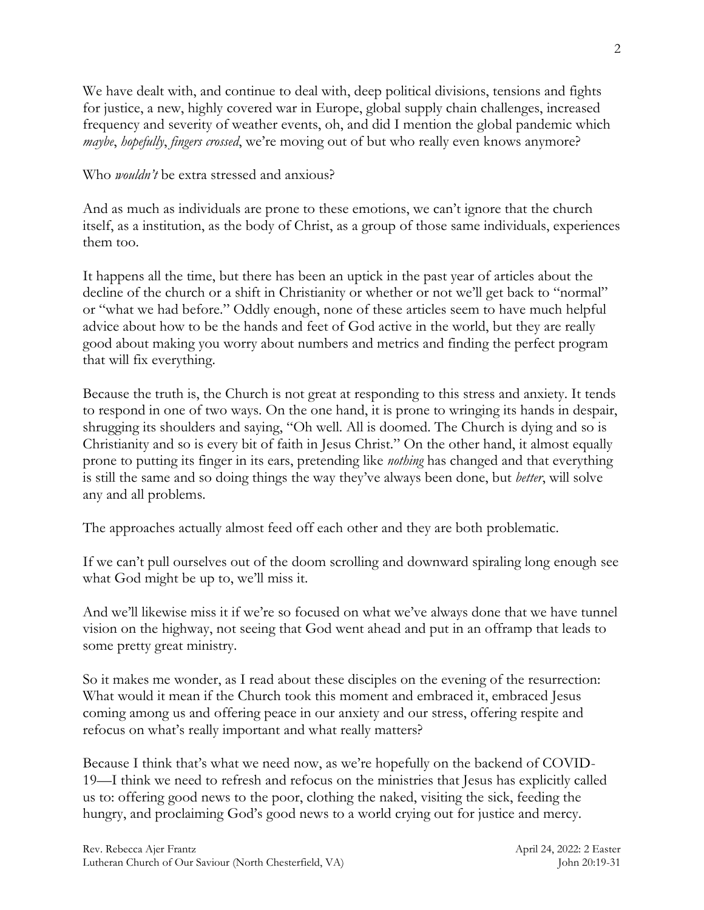We have dealt with, and continue to deal with, deep political divisions, tensions and fights for justice, a new, highly covered war in Europe, global supply chain challenges, increased frequency and severity of weather events, oh, and did I mention the global pandemic which *maybe*, *hopefully*, *fingers crossed*, we're moving out of but who really even knows anymore?

Who *wouldn't* be extra stressed and anxious?

And as much as individuals are prone to these emotions, we can't ignore that the church itself, as a institution, as the body of Christ, as a group of those same individuals, experiences them too.

It happens all the time, but there has been an uptick in the past year of articles about the decline of the church or a shift in Christianity or whether or not we'll get back to "normal" or "what we had before." Oddly enough, none of these articles seem to have much helpful advice about how to be the hands and feet of God active in the world, but they are really good about making you worry about numbers and metrics and finding the perfect program that will fix everything.

Because the truth is, the Church is not great at responding to this stress and anxiety. It tends to respond in one of two ways. On the one hand, it is prone to wringing its hands in despair, shrugging its shoulders and saying, "Oh well. All is doomed. The Church is dying and so is Christianity and so is every bit of faith in Jesus Christ." On the other hand, it almost equally prone to putting its finger in its ears, pretending like *nothing* has changed and that everything is still the same and so doing things the way they've always been done, but *better*, will solve any and all problems.

The approaches actually almost feed off each other and they are both problematic.

If we can't pull ourselves out of the doom scrolling and downward spiraling long enough see what God might be up to, we'll miss it.

And we'll likewise miss it if we're so focused on what we've always done that we have tunnel vision on the highway, not seeing that God went ahead and put in an offramp that leads to some pretty great ministry.

So it makes me wonder, as I read about these disciples on the evening of the resurrection: What would it mean if the Church took this moment and embraced it, embraced Jesus coming among us and offering peace in our anxiety and our stress, offering respite and refocus on what's really important and what really matters?

Because I think that's what we need now, as we're hopefully on the backend of COVID-19—I think we need to refresh and refocus on the ministries that Jesus has explicitly called us to: offering good news to the poor, clothing the naked, visiting the sick, feeding the hungry, and proclaiming God's good news to a world crying out for justice and mercy.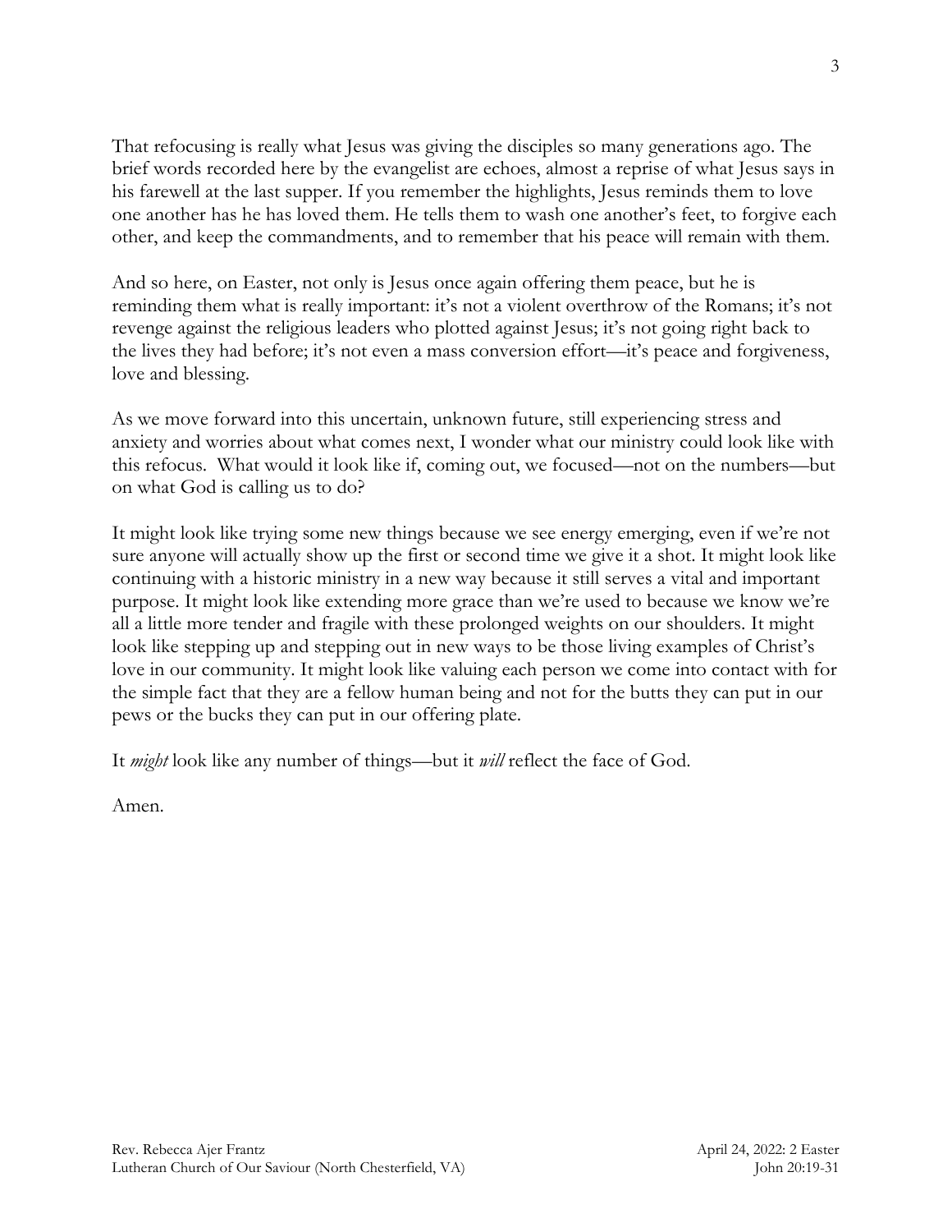That refocusing is really what Jesus was giving the disciples so many generations ago. The brief words recorded here by the evangelist are echoes, almost a reprise of what Jesus says in his farewell at the last supper. If you remember the highlights, Jesus reminds them to love one another has he has loved them. He tells them to wash one another's feet, to forgive each other, and keep the commandments, and to remember that his peace will remain with them.

And so here, on Easter, not only is Jesus once again offering them peace, but he is reminding them what is really important: it's not a violent overthrow of the Romans; it's not revenge against the religious leaders who plotted against Jesus; it's not going right back to the lives they had before; it's not even a mass conversion effort—it's peace and forgiveness, love and blessing.

As we move forward into this uncertain, unknown future, still experiencing stress and anxiety and worries about what comes next, I wonder what our ministry could look like with this refocus. What would it look like if, coming out, we focused—not on the numbers—but on what God is calling us to do?

It might look like trying some new things because we see energy emerging, even if we're not sure anyone will actually show up the first or second time we give it a shot. It might look like continuing with a historic ministry in a new way because it still serves a vital and important purpose. It might look like extending more grace than we're used to because we know we're all a little more tender and fragile with these prolonged weights on our shoulders. It might look like stepping up and stepping out in new ways to be those living examples of Christ's love in our community. It might look like valuing each person we come into contact with for the simple fact that they are a fellow human being and not for the butts they can put in our pews or the bucks they can put in our offering plate.

It *might* look like any number of things—but it *will* reflect the face of God.

Amen.

Rev. Rebecca Ajer Frantz
Lutheran Church of Our Saviour (North Chesterfield, VA)

April 24, 2022: 2 Easter
John 20:19-31